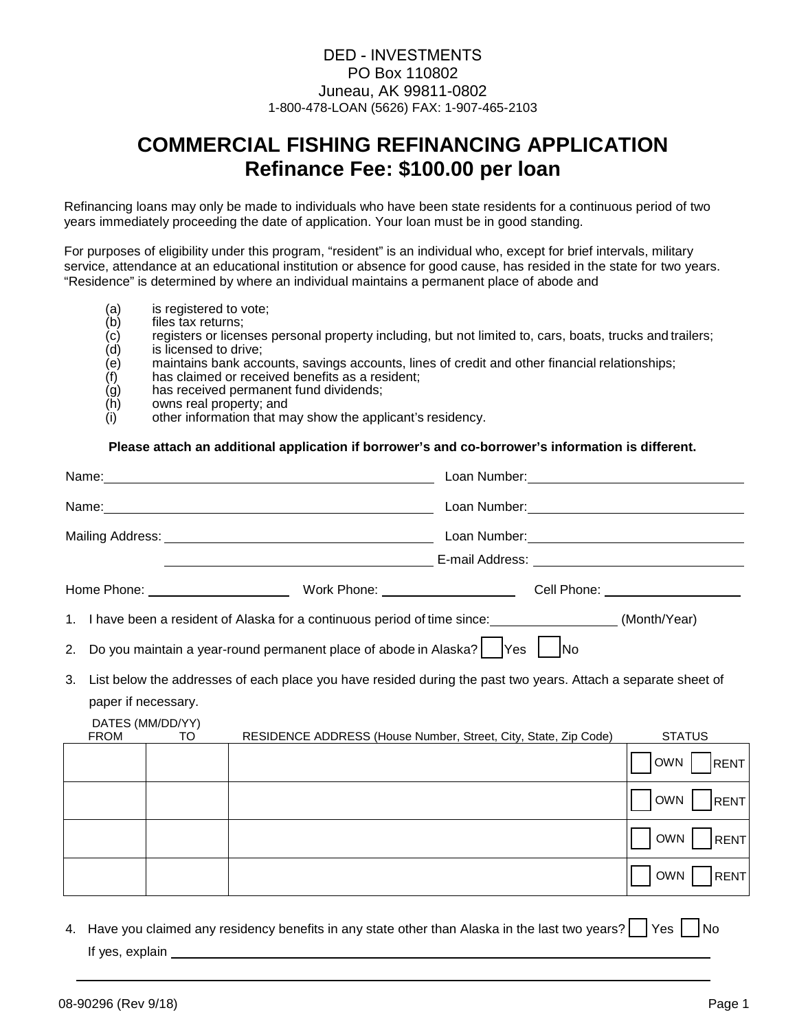DED - INVESTMENTS
PO Box 110802
Juneau, AK 99811-0802
1-800-478-LOAN (5626) FAX: 1-907-465-2103

# COMMERCIAL FISHING REFINANCING APPLICATION
## Refinance Fee: $100.00 per loan

Refinancing loans may only be made to individuals who have been state residents for a continuous period of two years immediately proceeding the date of application. Your loan must be in good standing.

For purposes of eligibility under this program, "resident" is an individual who, except for brief intervals, military service, attendance at an educational institution or absence for good cause, has resided in the state for two years. "Residence" is determined by where an individual maintains a permanent place of abode and

- (a) is registered to vote;
- (b) files tax returns;
- (c) registers or licenses personal property including, but not limited to, cars, boats, trucks and trailers;
- (d) is licensed to drive;
- (e) maintains bank accounts, savings accounts, lines of credit and other financial relationships;
- (f) has claimed or received benefits as a resident;
- (g) has received permanent fund dividends;
- (h) owns real property; and
- (i) other information that may show the applicant's residency.

**Please attach an additional application if borrower's and co-borrower's information is different.**

Name: ______________________ Loan Number: ______________________

Name: ______________________ Loan Number: ______________________

Mailing Address: ______________________ Loan Number: ______________________

______________________ E-mail Address: ______________________

Home Phone: ______________ Work Phone: ______________ Cell Phone: ______________

1. I have been a resident of Alaska for a continuous period of time since: ______________ (Month/Year)

2. Do you maintain a year-round permanent place of abode in Alaska? ☐ Yes ☐ No

3. List below the addresses of each place you have resided during the past two years. Attach a separate sheet of paper if necessary.

| DATES (MM/DD/YY) FROM | TO | RESIDENCE ADDRESS (House Number, Street, City, State, Zip Code) | STATUS |
|---|---|---|---|
| | | | ☐ OWN ☐ RENT |
| | | | ☐ OWN ☐ RENT |
| | | | ☐ OWN ☐ RENT |
| | | | ☐ OWN ☐ RENT |

4. Have you claimed any residency benefits in any state other than Alaska in the last two years? ☐ Yes ☐ No
   If yes, explain ______________________________________________

______________________________________________

08-90296 (Rev 9/18)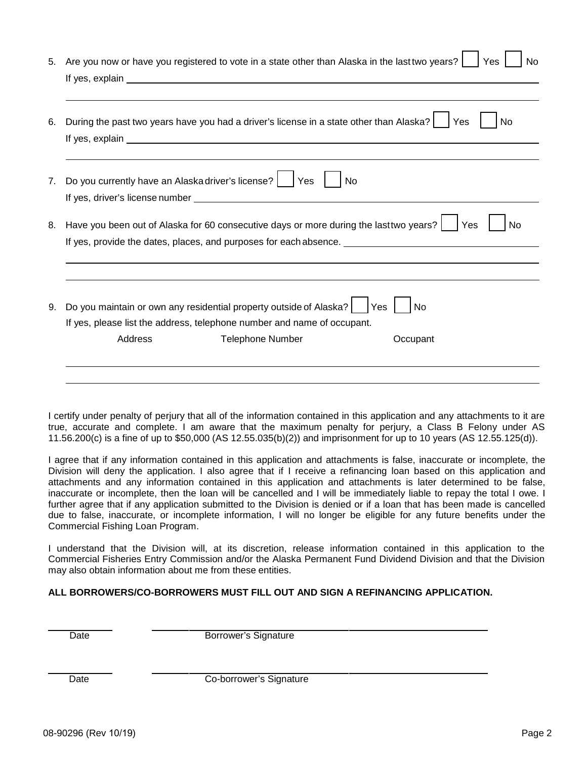5. Are you now or have you registered to vote in a state other than Alaska in the last two years? ☐ Yes ☐ No

   If yes, explain ______________________________________________

   ______________________________________________

6. During the past two years have you had a driver's license in a state other than Alaska? ☐ Yes ☐ No

   If yes, explain ______________________________________________

   ______________________________________________

7. Do you currently have an Alaska driver's license? ☐ Yes ☐ No

   If yes, driver's license number ______________________________________________

8. Have you been out of Alaska for 60 consecutive days or more during the last two years? ☐ Yes ☐ No

   If yes, provide the dates, places, and purposes for each absence. ______________________________

   ______________________________________________

   ______________________________________________

9. Do you maintain or own any residential property outside of Alaska? ☐ Yes ☐ No

   If yes, please list the address, telephone number and name of occupant.

| Address | Telephone Number | Occupant |
| --- | --- | --- |
| | | |
| | | |

I certify under penalty of perjury that all of the information contained in this application and any attachments to it are true, accurate and complete. I am aware that the maximum penalty for perjury, a Class B Felony under AS 11.56.200(c) is a fine of up to $50,000 (AS 12.55.035(b)(2)) and imprisonment for up to 10 years (AS 12.55.125(d)).

I agree that if any information contained in this application and attachments is false, inaccurate or incomplete, the Division will deny the application. I also agree that if I receive a refinancing loan based on this application and attachments and any information contained in this application and attachments is later determined to be false, inaccurate or incomplete, then the loan will be cancelled and I will be immediately liable to repay the total I owe. I further agree that if any application submitted to the Division is denied or if a loan that has been made is cancelled due to false, inaccurate, or incomplete information, I will no longer be eligible for any future benefits under the Commercial Fishing Loan Program.

I understand that the Division will, at its discretion, release information contained in this application to the Commercial Fisheries Entry Commission and/or the Alaska Permanent Fund Dividend Division and that the Division may also obtain information about me from these entities.

**ALL BORROWERS/CO-BORROWERS MUST FILL OUT AND SIGN A REFINANCING APPLICATION.**

____________ ______________________________________________

Date Borrower's Signature

____________ ______________________________________________

Date Co-borrower's Signature

08-90296 (Rev 10/19)